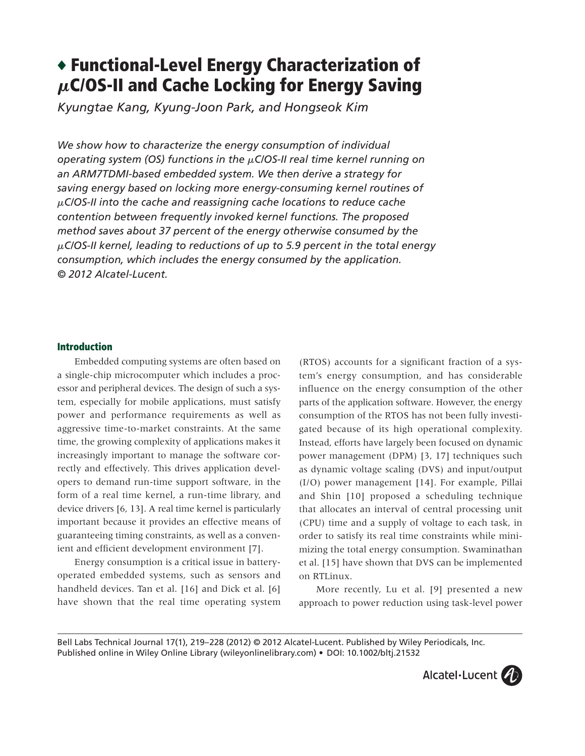# ♦ Functional-Level Energy Characterization of μC/OS-II and Cache Locking for Energy Saving

*Kyungtae Kang, Kyung-Joon Park, and Hongseok Kim*

*We show how to characterize the energy consumption of individual operating system (OS) functions in the μC/OS-II real time kernel running on an ARM7TDMI-based embedded system. We then derive a strategy for saving energy based on locking more energy-consuming kernel routines of μC/OS-II into the cache and reassigning cache locations to reduce cache contention between frequently invoked kernel functions. The proposed method saves about 37 percent of the energy otherwise consumed by the μC/OS-II kernel, leading to reductions of up to 5.9 percent in the total energy consumption, which includes the energy consumed by the application. © 2012 Alcatel-Lucent.*

## Introduction

Embedded computing systems are often based on a single-chip microcomputer which includes a processor and peripheral devices. The design of such a system, especially for mobile applications, must satisfy power and performance requirements as well as aggressive time-to-market constraints. At the same time, the growing complexity of applications makes it increasingly important to manage the software correctly and effectively. This drives application developers to demand run-time support software, in the form of a real time kernel, a run-time library, and device drivers [6, 13]. A real time kernel is particularly important because it provides an effective means of guaranteeing timing constraints, as well as a convenient and efficient development environment [7].

Energy consumption is a critical issue in battery-operated embedded systems, such as sensors and handheld devices. Tan et al. [16] and Dick et al. [6] have shown that the real time operating system (RTOS) accounts for a significant fraction of a system's energy consumption, and has considerable influence on the energy consumption of the other parts of the application software. However, the energy consumption of the RTOS has not been fully investigated because of its high operational complexity. Instead, efforts have largely been focused on dynamic power management (DPM) [3, 17] techniques such as dynamic voltage scaling (DVS) and input/output (I/O) power management [14]. For example, Pillai and Shin [10] proposed a scheduling technique that allocates an interval of central processing unit (CPU) time and a supply of voltage to each task, in order to satisfy its real time constraints while minimizing the total energy consumption. Swaminathan et al. [15] have shown that DVS can be implemented on RTLinux.

More recently, Lu et al. [9] presented a new approach to power reduction using task-level power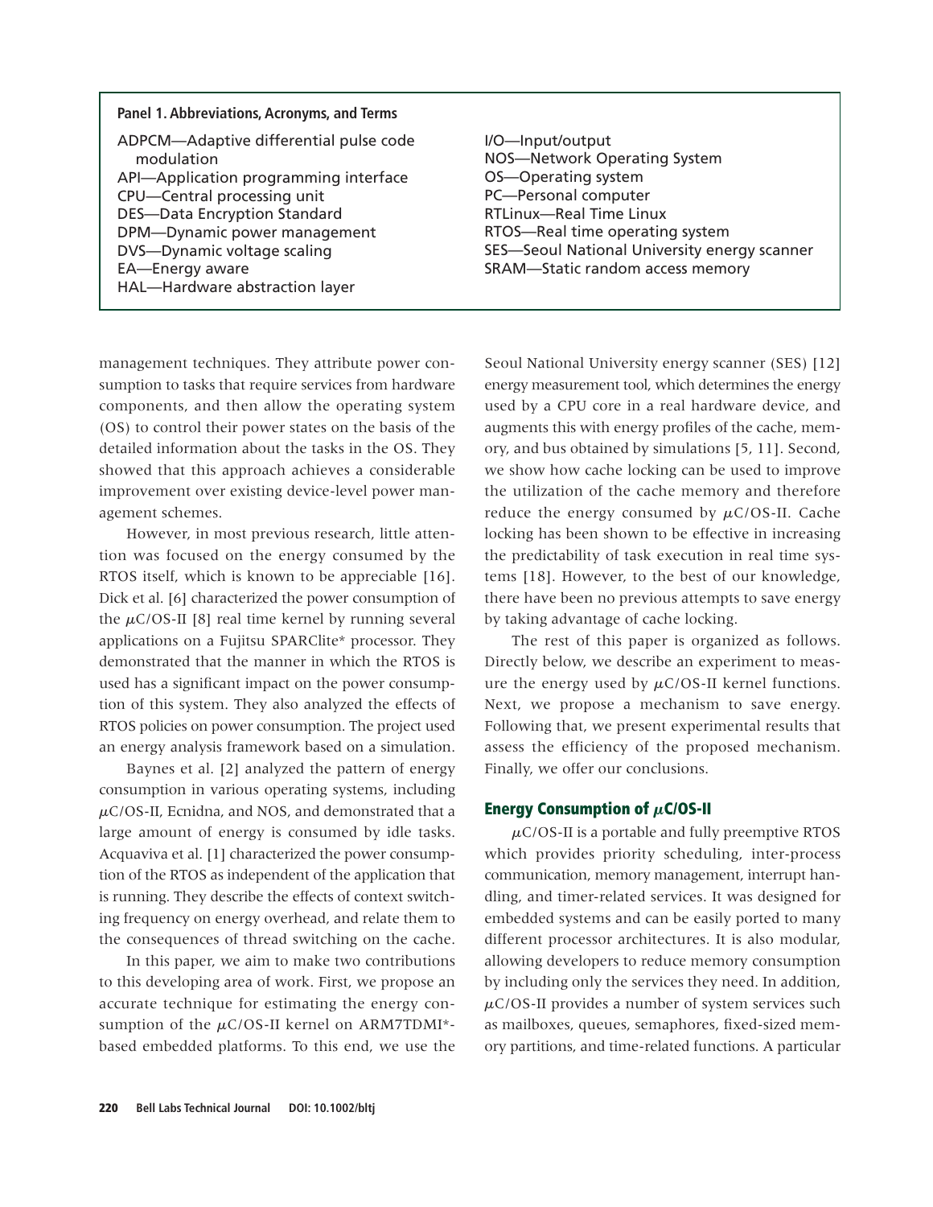**Panel 1. Abbreviations, Acronyms, and Terms**

ADPCM—Adaptive differential pulse code modulation
API—Application programming interface
CPU—Central processing unit
DES—Data Encryption Standard
DPM—Dynamic power management
DVS—Dynamic voltage scaling
EA—Energy aware
HAL—Hardware abstraction layer
I/O—Input/output
NOS—Network Operating System
OS—Operating system
PC—Personal computer
RTLinux—Real Time Linux
RTOS—Real time operating system
SES—Seoul National University energy scanner
SRAM—Static random access memory

management techniques. They attribute power consumption to tasks that require services from hardware components, and then allow the operating system (OS) to control their power states on the basis of the detailed information about the tasks in the OS. They showed that this approach achieves a considerable improvement over existing device-level power management schemes.

However, in most previous research, little attention was focused on the energy consumed by the RTOS itself, which is known to be appreciable [16]. Dick et al. [6] characterized the power consumption of the $\mu$C/OS-II [8] real time kernel by running several applications on a Fujitsu SPARClite* processor. They demonstrated that the manner in which the RTOS is used has a significant impact on the power consumption of this system. They also analyzed the effects of RTOS policies on power consumption. The project used an energy analysis framework based on a simulation.

Baynes et al. [2] analyzed the pattern of energy consumption in various operating systems, including $\mu$C/OS-II, Ecnidna, and NOS, and demonstrated that a large amount of energy is consumed by idle tasks. Acquaviva et al. [1] characterized the power consumption of the RTOS as independent of the application that is running. They describe the effects of context switching frequency on energy overhead, and relate them to the consequences of thread switching on the cache.

In this paper, we aim to make two contributions to this developing area of work. First, we propose an accurate technique for estimating the energy consumption of the $\mu$C/OS-II kernel on ARM7TDMI*-based embedded platforms. To this end, we use the Seoul National University energy scanner (SES) [12] energy measurement tool, which determines the energy used by a CPU core in a real hardware device, and augments this with energy profiles of the cache, memory, and bus obtained by simulations [5, 11]. Second, we show how cache locking can be used to improve the utilization of the cache memory and therefore reduce the energy consumed by $\mu$C/OS-II. Cache locking has been shown to be effective in increasing the predictability of task execution in real time systems [18]. However, to the best of our knowledge, there have been no previous attempts to save energy by taking advantage of cache locking.

The rest of this paper is organized as follows. Directly below, we describe an experiment to measure the energy used by $\mu$C/OS-II kernel functions. Next, we propose a mechanism to save energy. Following that, we present experimental results that assess the efficiency of the proposed mechanism. Finally, we offer our conclusions.

## Energy Consumption of $\mu$C/OS-II

$\mu$C/OS-II is a portable and fully preemptive RTOS which provides priority scheduling, inter-process communication, memory management, interrupt handling, and timer-related services. It was designed for embedded systems and can be easily ported to many different processor architectures. It is also modular, allowing developers to reduce memory consumption by including only the services they need. In addition, $\mu$C/OS-II provides a number of system services such as mailboxes, queues, semaphores, fixed-sized memory partitions, and time-related functions. A particular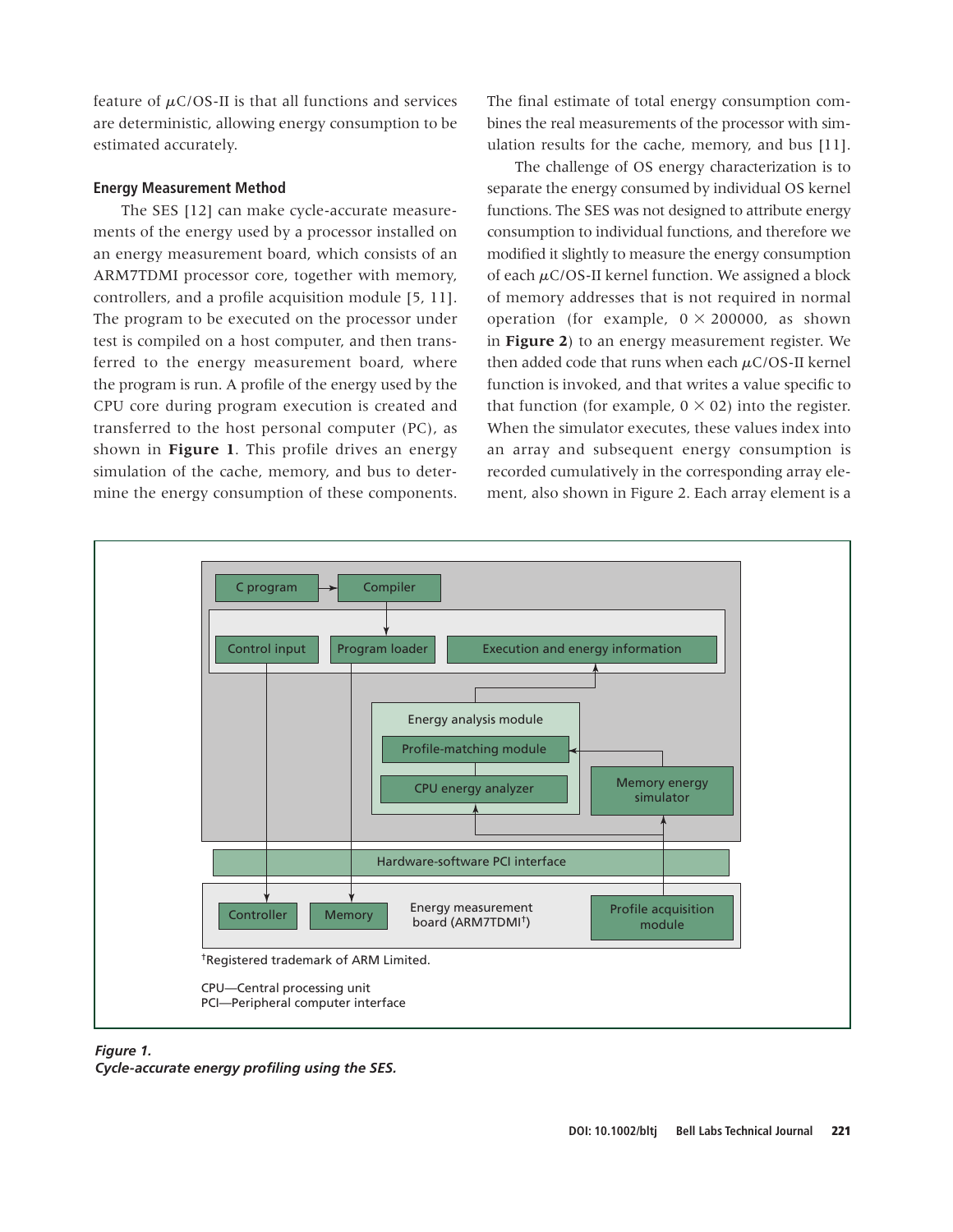feature of $\mu$C/OS-II is that all functions and services are deterministic, allowing energy consumption to be estimated accurately.

### Energy Measurement Method

The SES [12] can make cycle-accurate measurements of the energy used by a processor installed on an energy measurement board, which consists of an ARM7TDMI processor core, together with memory, controllers, and a profile acquisition module [5, 11]. The program to be executed on the processor under test is compiled on a host computer, and then transferred to the energy measurement board, where the program is run. A profile of the energy used by the CPU core during program execution is created and transferred to the host personal computer (PC), as shown in **Figure 1**. This profile drives an energy simulation of the cache, memory, and bus to determine the energy consumption of these components. The final estimate of total energy consumption combines the real measurements of the processor with simulation results for the cache, memory, and bus [11].

The challenge of OS energy characterization is to separate the energy consumed by individual OS kernel functions. The SES was not designed to attribute energy consumption to individual functions, and therefore we modified it slightly to measure the energy consumption of each $\mu$C/OS-II kernel function. We assigned a block of memory addresses that is not required in normal operation (for example, $0 \times 200000$, as shown in **Figure 2**) to an energy measurement register. We then added code that runs when each $\mu$C/OS-II kernel function is invoked, and that writes a value specific to that function (for example, $0 \times 02$) into the register. When the simulator executes, these values index into an array and subsequent energy consumption is recorded cumulatively in the corresponding array element, also shown in Figure 2. Each array element is a

C program → Compiler

Control input | Program loader | Execution and energy information

Energy analysis module: Profile-matching module, CPU energy analyzer

Memory energy simulator

Hardware-software PCI interface

Controller | Memory | Energy measurement board (ARM7TDMI†) | Profile acquisition module

†Registered trademark of ARM Limited.

CPU—Central processing unit
PCI—Peripheral computer interface

*Figure 1.*
*Cycle-accurate energy profiling using the SES.*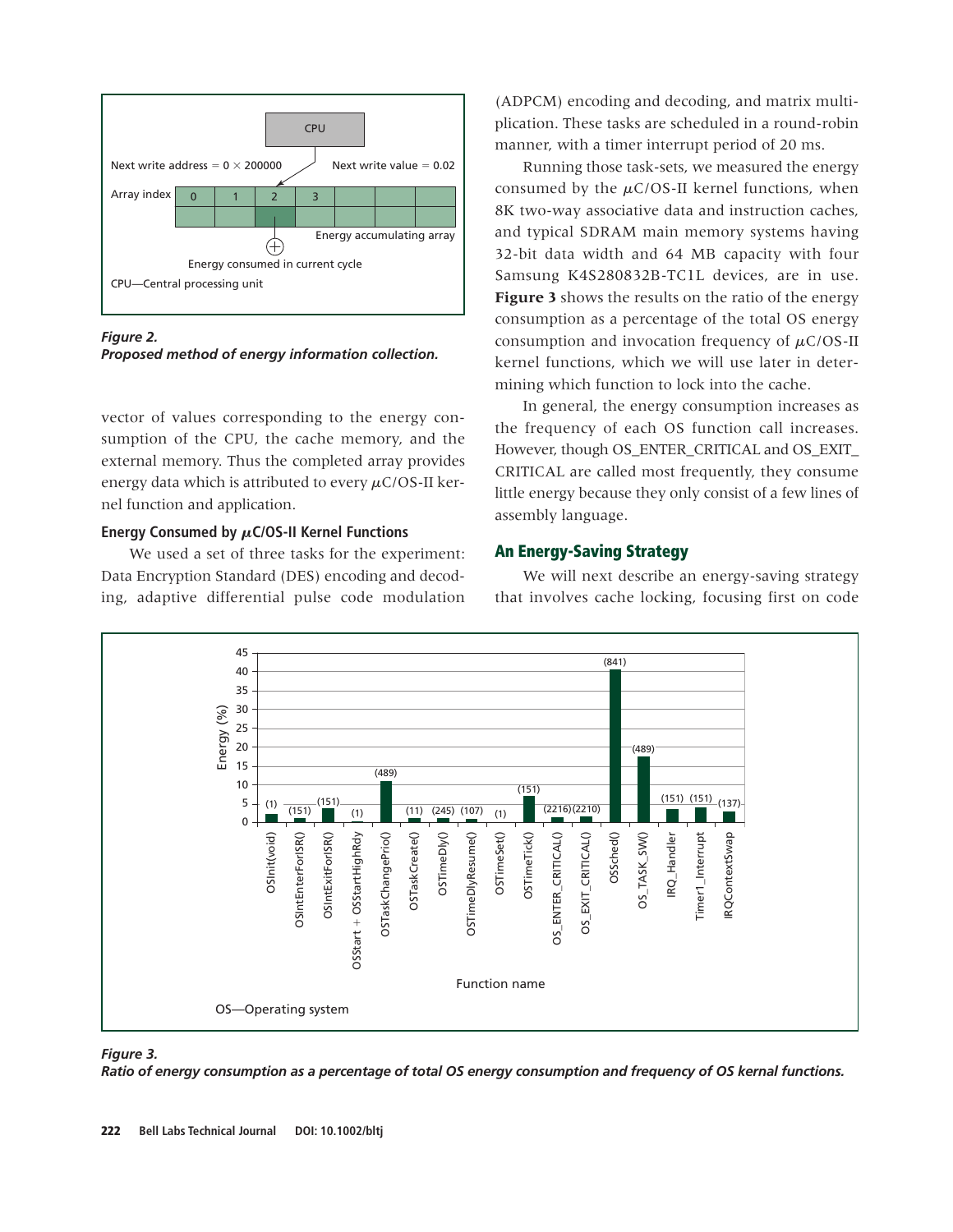Figure 2.
Proposed method of energy information collection.

vector of values corresponding to the energy consumption of the CPU, the cache memory, and the external memory. Thus the completed array provides energy data which is attributed to every $\mu$C/OS-II kernel function and application.

### Energy Consumed by $\mu$C/OS-II Kernel Functions

We used a set of three tasks for the experiment: Data Encryption Standard (DES) encoding and decoding, adaptive differential pulse code modulation (ADPCM) encoding and decoding, and matrix multiplication. These tasks are scheduled in a round-robin manner, with a timer interrupt period of 20 ms.

Running those task-sets, we measured the energy consumed by the $\mu$C/OS-II kernel functions, when 8K two-way associative data and instruction caches, and typical SDRAM main memory systems having 32-bit data width and 64 MB capacity with four Samsung K4S280832B-TC1L devices, are in use. **Figure 3** shows the results on the ratio of the energy consumption as a percentage of the total OS energy consumption and invocation frequency of $\mu$C/OS-II kernel functions, which we will use later in determining which function to lock into the cache.

In general, the energy consumption increases as the frequency of each OS function call increases. However, though OS_ENTER_CRITICAL and OS_EXIT_CRITICAL are called most frequently, they consume little energy because they only consist of a few lines of assembly language.

## An Energy-Saving Strategy

We will next describe an energy-saving strategy that involves cache locking, focusing first on code

Figure 3.
Ratio of energy consumption as a percentage of total OS energy consumption and frequency of OS kernal functions.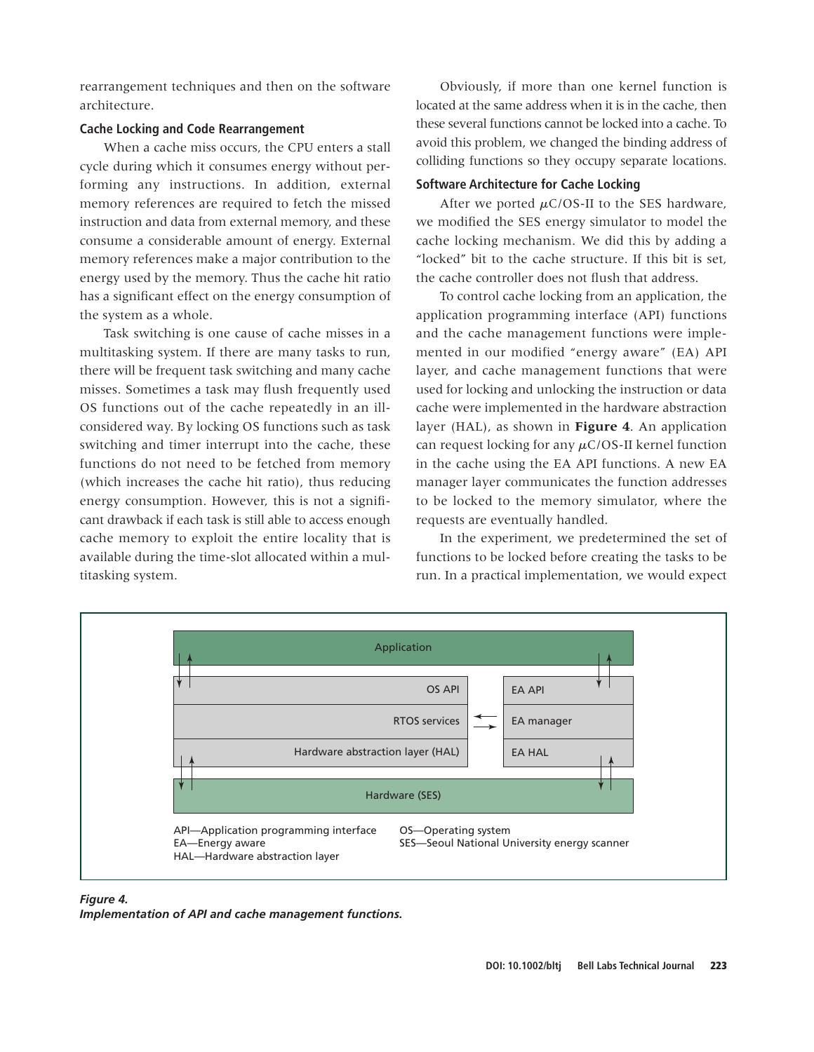rearrangement techniques and then on the software architecture.

### Cache Locking and Code Rearrangement

When a cache miss occurs, the CPU enters a stall cycle during which it consumes energy without performing any instructions. In addition, external memory references are required to fetch the missed instruction and data from external memory, and these consume a considerable amount of energy. External memory references make a major contribution to the energy used by the memory. Thus the cache hit ratio has a significant effect on the energy consumption of the system as a whole.

Task switching is one cause of cache misses in a multitasking system. If there are many tasks to run, there will be frequent task switching and many cache misses. Sometimes a task may flush frequently used OS functions out of the cache repeatedly in an ill-considered way. By locking OS functions such as task switching and timer interrupt into the cache, these functions do not need to be fetched from memory (which increases the cache hit ratio), thus reducing energy consumption. However, this is not a significant drawback if each task is still able to access enough cache memory to exploit the entire locality that is available during the time-slot allocated within a multitasking system.

Obviously, if more than one kernel function is located at the same address when it is in the cache, then these several functions cannot be locked into a cache. To avoid this problem, we changed the binding address of colliding functions so they occupy separate locations.

### Software Architecture for Cache Locking

After we ported μC/OS-II to the SES hardware, we modified the SES energy simulator to model the cache locking mechanism. We did this by adding a "locked" bit to the cache structure. If this bit is set, the cache controller does not flush that address.

To control cache locking from an application, the application programming interface (API) functions and the cache management functions were implemented in our modified "energy aware" (EA) API layer, and cache management functions that were used for locking and unlocking the instruction or data cache were implemented in the hardware abstraction layer (HAL), as shown in **Figure 4**. An application can request locking for any μC/OS-II kernel function in the cache using the EA API functions. A new EA manager layer communicates the function addresses to be locked to the memory simulator, where the requests are eventually handled.

In the experiment, we predetermined the set of functions to be locked before creating the tasks to be run. In a practical implementation, we would expect

Application

| OS API | | EA API |
|---|---|---|
| RTOS services | ⇄ | EA manager |
| Hardware abstraction layer (HAL) | | EA HAL |

Hardware (SES)

API—Application programming interface
EA—Energy aware
HAL—Hardware abstraction layer
OS—Operating system
SES—Seoul National University energy scanner

***Figure 4.***
***Implementation of API and cache management functions.***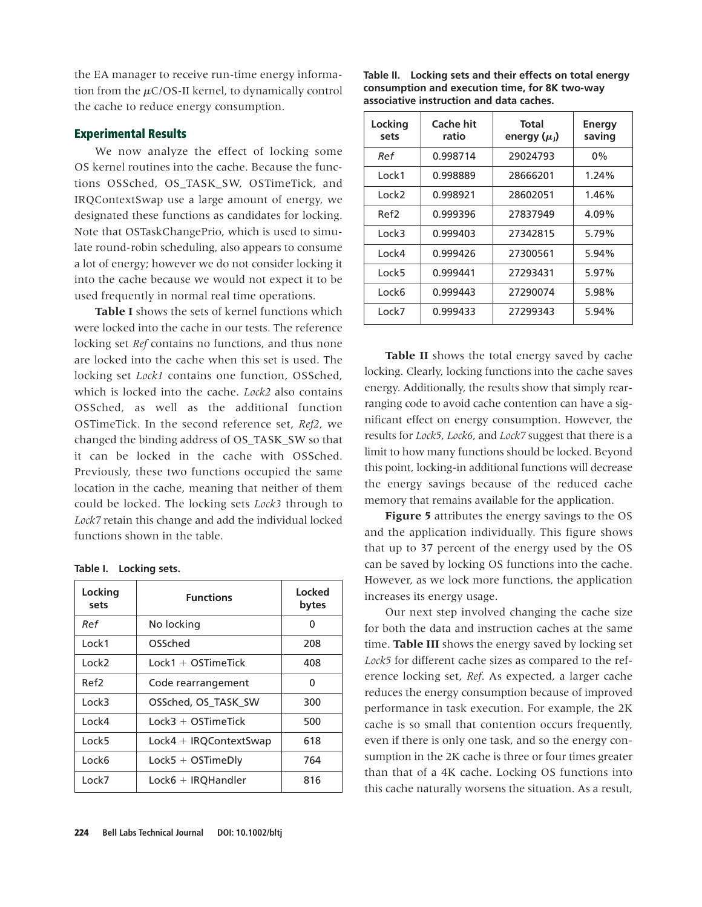the EA manager to receive run-time energy information from the $\mu$C/OS-II kernel, to dynamically control the cache to reduce energy consumption.

## Experimental Results

We now analyze the effect of locking some OS kernel routines into the cache. Because the functions OSSched, OS_TASK_SW, OSTimeTick, and IRQContextSwap use a large amount of energy, we designated these functions as candidates for locking. Note that OSTaskChangePrio, which is used to simulate round-robin scheduling, also appears to consume a lot of energy; however we do not consider locking it into the cache because we would not expect it to be used frequently in normal real time operations.

**Table I** shows the sets of kernel functions which were locked into the cache in our tests. The reference locking set *Ref* contains no functions, and thus none are locked into the cache when this set is used. The locking set *Lock1* contains one function, OSSched, which is locked into the cache. *Lock2* also contains OSSched, as well as the additional function OSTimeTick. In the second reference set, *Ref2*, we changed the binding address of OS_TASK_SW so that it can be locked in the cache with OSSched. Previously, these two functions occupied the same location in the cache, meaning that neither of them could be locked. The locking sets *Lock3* through to *Lock7* retain this change and add the individual locked functions shown in the table.

**Table I. Locking sets.**

| Locking sets | Functions | Locked bytes |
|---|---|---|
| *Ref* | No locking | 0 |
| Lock1 | OSSched | 208 |
| Lock2 | Lock1 + OSTimeTick | 408 |
| Ref2 | Code rearrangement | 0 |
| Lock3 | OSSched, OS_TASK_SW | 300 |
| Lock4 | Lock3 + OSTimeTick | 500 |
| Lock5 | Lock4 + IRQContextSwap | 618 |
| Lock6 | Lock5 + OSTimeDly | 764 |
| Lock7 | Lock6 + IRQHandler | 816 |

**Table II. Locking sets and their effects on total energy consumption and execution time, for 8K two-way associative instruction and data caches.**

| Locking sets | Cache hit ratio | Total energy ($\mu$J) | Energy saving |
|---|---|---|---|
| *Ref* | 0.998714 | 29024793 | 0% |
| Lock1 | 0.998889 | 28666201 | 1.24% |
| Lock2 | 0.998921 | 28602051 | 1.46% |
| Ref2 | 0.999396 | 27837949 | 4.09% |
| Lock3 | 0.999403 | 27342815 | 5.79% |
| Lock4 | 0.999426 | 27300561 | 5.94% |
| Lock5 | 0.999441 | 27293431 | 5.97% |
| Lock6 | 0.999443 | 27290074 | 5.98% |
| Lock7 | 0.999433 | 27299343 | 5.94% |

**Table II** shows the total energy saved by cache locking. Clearly, locking functions into the cache saves energy. Additionally, the results show that simply rearranging code to avoid cache contention can have a significant effect on energy consumption. However, the results for *Lock5*, *Lock6*, and *Lock7* suggest that there is a limit to how many functions should be locked. Beyond this point, locking-in additional functions will decrease the energy savings because of the reduced cache memory that remains available for the application.

**Figure 5** attributes the energy savings to the OS and the application individually. This figure shows that up to 37 percent of the energy used by the OS can be saved by locking OS functions into the cache. However, as we lock more functions, the application increases its energy usage.

Our next step involved changing the cache size for both the data and instruction caches at the same time. **Table III** shows the energy saved by locking set *Lock5* for different cache sizes as compared to the reference locking set, *Ref*. As expected, a larger cache reduces the energy consumption because of improved performance in task execution. For example, the 2K cache is so small that contention occurs frequently, even if there is only one task, and so the energy consumption in the 2K cache is three or four times greater than that of a 4K cache. Locking OS functions into this cache naturally worsens the situation. As a result,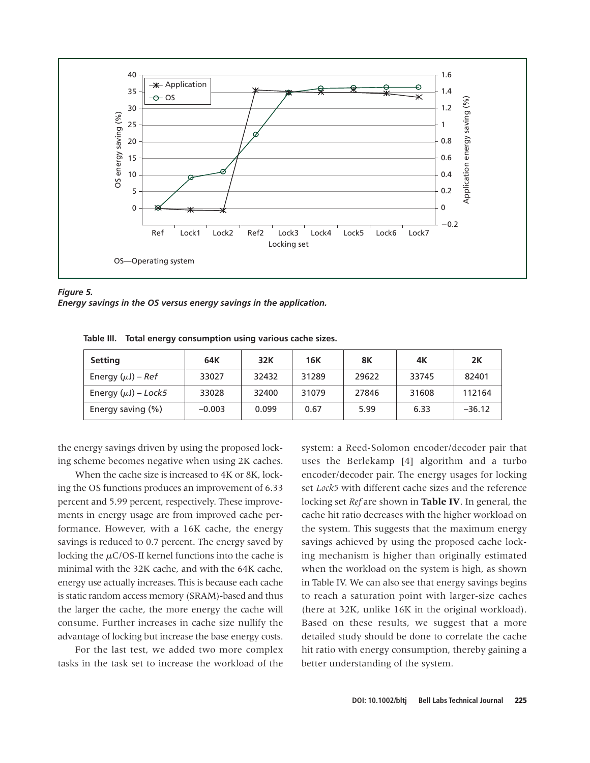Figure 5.
*Energy savings in the OS versus energy savings in the application.*

**Table III. Total energy consumption using various cache sizes.**

| Setting | 64K | 32K | 16K | 8K | 4K | 2K |
|---|---|---|---|---|---|---|
| Energy ($\mu$J) – *Ref* | 33027 | 32432 | 31289 | 29622 | 33745 | 82401 |
| Energy ($\mu$J) – *Lock5* | 33028 | 32400 | 31079 | 27846 | 31608 | 112164 |
| Energy saving (%) | –0.003 | 0.099 | 0.67 | 5.99 | 6.33 | –36.12 |

the energy savings driven by using the proposed locking scheme becomes negative when using 2K caches.

When the cache size is increased to 4K or 8K, locking the OS functions produces an improvement of 6.33 percent and 5.99 percent, respectively. These improvements in energy usage are from improved cache performance. However, with a 16K cache, the energy savings is reduced to 0.7 percent. The energy saved by locking the $\mu$C/OS-II kernel functions into the cache is minimal with the 32K cache, and with the 64K cache, energy use actually increases. This is because each cache is static random access memory (SRAM)-based and thus the larger the cache, the more energy the cache will consume. Further increases in cache size nullify the advantage of locking but increase the base energy costs.

For the last test, we added two more complex tasks in the task set to increase the workload of the system: a Reed-Solomon encoder/decoder pair that uses the Berlekamp [4] algorithm and a turbo encoder/decoder pair. The energy usages for locking set *Lock5* with different cache sizes and the reference locking set *Ref* are shown in **Table IV**. In general, the cache hit ratio decreases with the higher workload on the system. This suggests that the maximum energy savings achieved by using the proposed cache locking mechanism is higher than originally estimated when the workload on the system is high, as shown in Table IV. We can also see that energy savings begins to reach a saturation point with larger-size caches (here at 32K, unlike 16K in the original workload). Based on these results, we suggest that a more detailed study should be done to correlate the cache hit ratio with energy consumption, thereby gaining a better understanding of the system.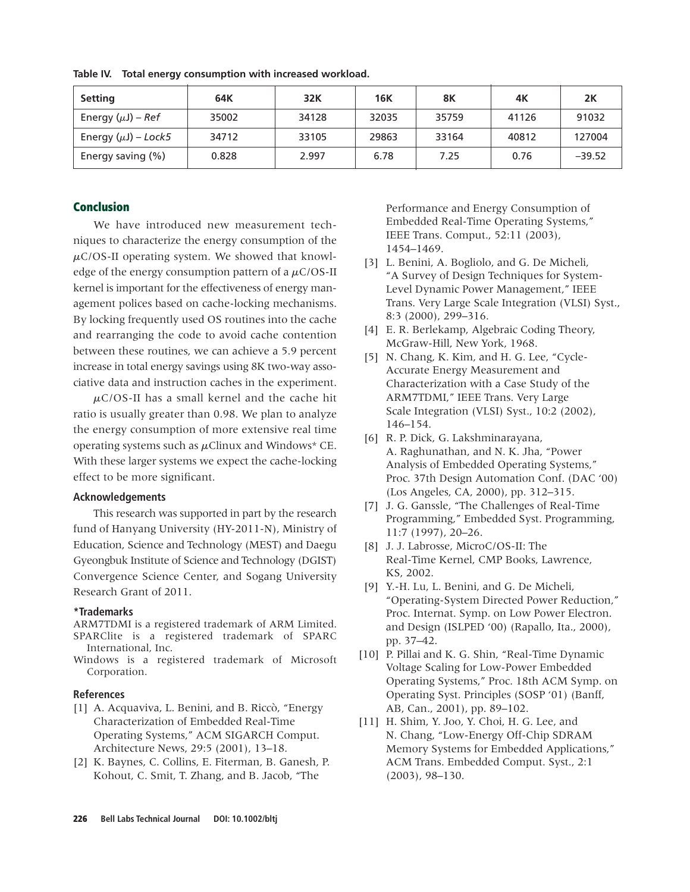**Table IV. Total energy consumption with increased workload.**

| Setting | 64K | 32K | 16K | 8K | 4K | 2K |
|---|---|---|---|---|---|---|
| Energy ($\mu$J) – *Ref* | 35002 | 34128 | 32035 | 35759 | 41126 | 91032 |
| Energy ($\mu$J) – *Lock5* | 34712 | 33105 | 29863 | 33164 | 40812 | 127004 |
| Energy saving (%) | 0.828 | 2.997 | 6.78 | 7.25 | 0.76 | –39.52 |

## Conclusion

We have introduced new measurement techniques to characterize the energy consumption of the $\mu$C/OS-II operating system. We showed that knowledge of the energy consumption pattern of a $\mu$C/OS-II kernel is important for the effectiveness of energy management polices based on cache-locking mechanisms. By locking frequently used OS routines into the cache and rearranging the code to avoid cache contention between these routines, we can achieve a 5.9 percent increase in total energy savings using 8K two-way associative data and instruction caches in the experiment.

$\mu$C/OS-II has a small kernel and the cache hit ratio is usually greater than 0.98. We plan to analyze the energy consumption of more extensive real time operating systems such as $\mu$Clinux and Windows* CE. With these larger systems we expect the cache-locking effect to be more significant.

### Acknowledgements

This research was supported in part by the research fund of Hanyang University (HY-2011-N), Ministry of Education, Science and Technology (MEST) and Daegu Gyeongbuk Institute of Science and Technology (DGIST) Convergence Science Center, and Sogang University Research Grant of 2011.

### *Trademarks

ARM7TDMI is a registered trademark of ARM Limited.
SPARClite is a registered trademark of SPARC International, Inc.
Windows is a registered trademark of Microsoft Corporation.

### References

[1] A. Acquaviva, L. Benini, and B. Riccò, "Energy Characterization of Embedded Real-Time Operating Systems," ACM SIGARCH Comput. Architecture News, 29:5 (2001), 13–18.

[2] K. Baynes, C. Collins, E. Fiterman, B. Ganesh, P. Kohout, C. Smit, T. Zhang, and B. Jacob, "The Performance and Energy Consumption of Embedded Real-Time Operating Systems," IEEE Trans. Comput., 52:11 (2003), 1454–1469.

[3] L. Benini, A. Bogliolo, and G. De Micheli, "A Survey of Design Techniques for System-Level Dynamic Power Management," IEEE Trans. Very Large Scale Integration (VLSI) Syst., 8:3 (2000), 299–316.

[4] E. R. Berlekamp, Algebraic Coding Theory, McGraw-Hill, New York, 1968.

[5] N. Chang, K. Kim, and H. G. Lee, "Cycle-Accurate Energy Measurement and Characterization with a Case Study of the ARM7TDMI," IEEE Trans. Very Large Scale Integration (VLSI) Syst., 10:2 (2002), 146–154.

[6] R. P. Dick, G. Lakshminarayana, A. Raghunathan, and N. K. Jha, "Power Analysis of Embedded Operating Systems," Proc. 37th Design Automation Conf. (DAC '00) (Los Angeles, CA, 2000), pp. 312–315.

[7] J. G. Ganssle, "The Challenges of Real-Time Programming," Embedded Syst. Programming, 11:7 (1997), 20–26.

[8] J. J. Labrosse, MicroC/OS-II: The Real-Time Kernel, CMP Books, Lawrence, KS, 2002.

[9] Y.-H. Lu, L. Benini, and G. De Micheli, "Operating-System Directed Power Reduction," Proc. Internat. Symp. on Low Power Electron. and Design (ISLPED '00) (Rapallo, Ita., 2000), pp. 37–42.

[10] P. Pillai and K. G. Shin, "Real-Time Dynamic Voltage Scaling for Low-Power Embedded Operating Systems," Proc. 18th ACM Symp. on Operating Syst. Principles (SOSP '01) (Banff, AB, Can., 2001), pp. 89–102.

[11] H. Shim, Y. Joo, Y. Choi, H. G. Lee, and N. Chang, "Low-Energy Off-Chip SDRAM Memory Systems for Embedded Applications," ACM Trans. Embedded Comput. Syst., 2:1 (2003), 98–130.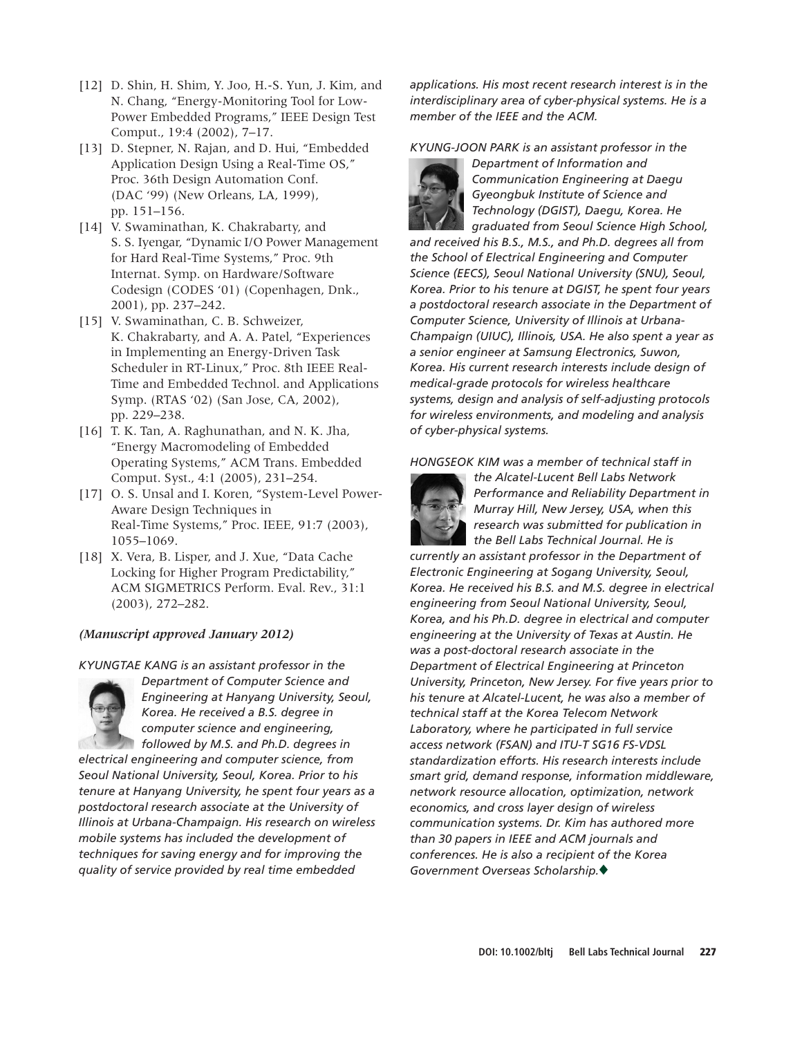[12] D. Shin, H. Shim, Y. Joo, H.-S. Yun, J. Kim, and N. Chang, "Energy-Monitoring Tool for Low-Power Embedded Programs," IEEE Design Test Comput., 19:4 (2002), 7–17.

[13] D. Stepner, N. Rajan, and D. Hui, "Embedded Application Design Using a Real-Time OS," Proc. 36th Design Automation Conf. (DAC '99) (New Orleans, LA, 1999), pp. 151–156.

[14] V. Swaminathan, K. Chakrabarty, and S. S. Iyengar, "Dynamic I/O Power Management for Hard Real-Time Systems," Proc. 9th Internat. Symp. on Hardware/Software Codesign (CODES '01) (Copenhagen, Dnk., 2001), pp. 237–242.

[15] V. Swaminathan, C. B. Schweizer, K. Chakrabarty, and A. A. Patel, "Experiences in Implementing an Energy-Driven Task Scheduler in RT-Linux," Proc. 8th IEEE Real-Time and Embedded Technol. and Applications Symp. (RTAS '02) (San Jose, CA, 2002), pp. 229–238.

[16] T. K. Tan, A. Raghunathan, and N. K. Jha, "Energy Macromodeling of Embedded Operating Systems," ACM Trans. Embedded Comput. Syst., 4:1 (2005), 231–254.

[17] O. S. Unsal and I. Koren, "System-Level Power-Aware Design Techniques in Real-Time Systems," Proc. IEEE, 91:7 (2003), 1055–1069.

[18] X. Vera, B. Lisper, and J. Xue, "Data Cache Locking for Higher Program Predictability," ACM SIGMETRICS Perform. Eval. Rev., 31:1 (2003), 272–282.

***(Manuscript approved January 2012)***

*KYUNGTAE KANG is an assistant professor in the Department of Computer Science and Engineering at Hanyang University, Seoul, Korea. He received a B.S. degree in computer science and engineering, followed by M.S. and Ph.D. degrees in electrical engineering and computer science, from Seoul National University, Seoul, Korea. Prior to his tenure at Hanyang University, he spent four years as a postdoctoral research associate at the University of Illinois at Urbana-Champaign. His research on wireless mobile systems has included the development of techniques for saving energy and for improving the quality of service provided by real time embedded applications. His most recent research interest is in the interdisciplinary area of cyber-physical systems. He is a member of the IEEE and the ACM.*

*KYUNG-JOON PARK is an assistant professor in the Department of Information and Communication Engineering at Daegu Gyeongbuk Institute of Science and Technology (DGIST), Daegu, Korea. He graduated from Seoul Science High School, and received his B.S., M.S., and Ph.D. degrees all from the School of Electrical Engineering and Computer Science (EECS), Seoul National University (SNU), Seoul, Korea. Prior to his tenure at DGIST, he spent four years a postdoctoral research associate in the Department of Computer Science, University of Illinois at Urbana-Champaign (UIUC), Illinois, USA. He also spent a year as a senior engineer at Samsung Electronics, Suwon, Korea. His current research interests include design of medical-grade protocols for wireless healthcare systems, design and analysis of self-adjusting protocols for wireless environments, and modeling and analysis of cyber-physical systems.*

*HONGSEOK KIM was a member of technical staff in the Alcatel-Lucent Bell Labs Network Performance and Reliability Department in Murray Hill, New Jersey, USA, when this research was submitted for publication in the Bell Labs Technical Journal. He is currently an assistant professor in the Department of Electronic Engineering at Sogang University, Seoul, Korea. He received his B.S. and M.S. degree in electrical engineering from Seoul National University, Seoul, Korea, and his Ph.D. degree in electrical and computer engineering at the University of Texas at Austin. He was a post-doctoral research associate in the Department of Electrical Engineering at Princeton University, Princeton, New Jersey. For five years prior to his tenure at Alcatel-Lucent, he was also a member of technical staff at the Korea Telecom Network Laboratory, where he participated in full service access network (FSAN) and ITU-T SG16 FS-VDSL standardization efforts. His research interests include smart grid, demand response, information middleware, network resource allocation, optimization, network economics, and cross layer design of wireless communication systems. Dr. Kim has authored more than 30 papers in IEEE and ACM journals and conferences. He is also a recipient of the Korea Government Overseas Scholarship.*◆